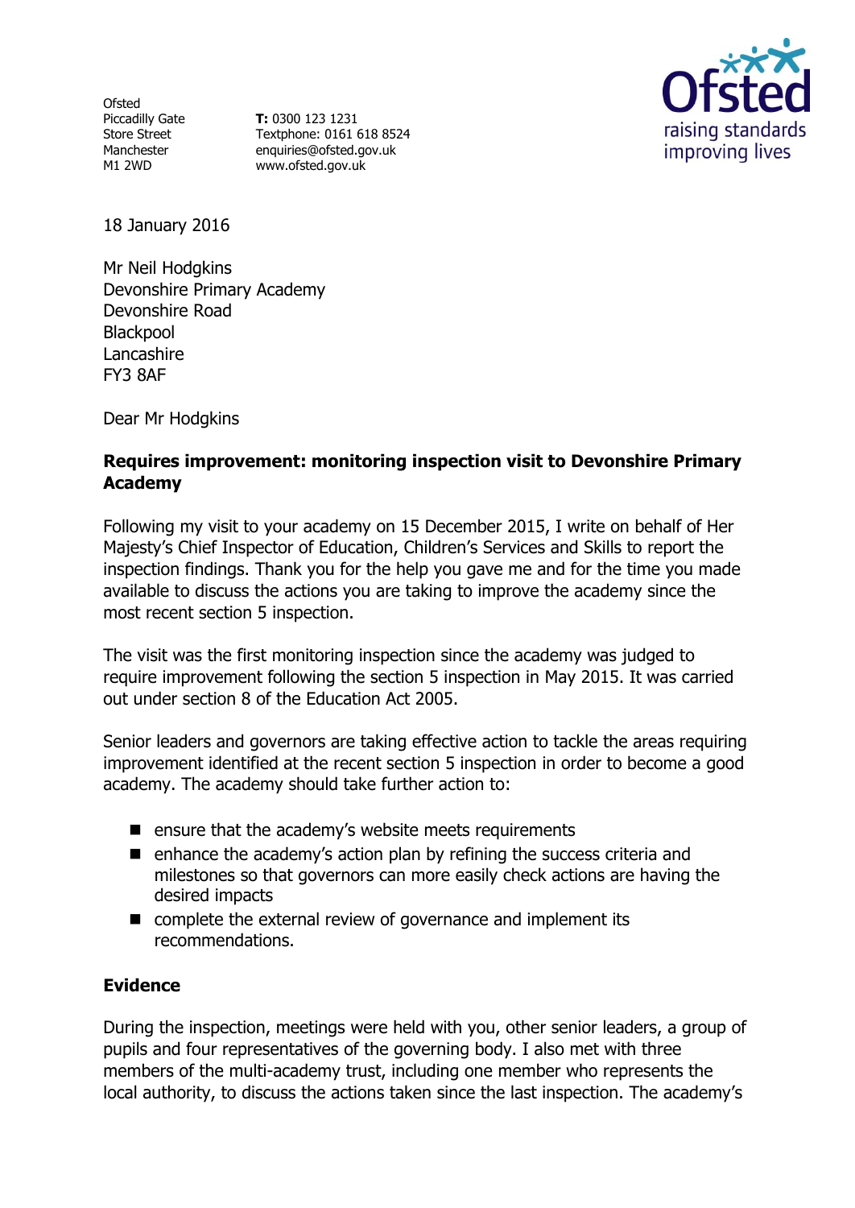Ofsted
Piccadilly Gate
Store Street
Manchester
M1 2WD

**T:** 0300 123 1231
Textphone: 0161 618 8524
enquiries@ofsted.gov.uk
www.ofsted.gov.uk

18 January 2016

Mr Neil Hodgkins
Devonshire Primary Academy
Devonshire Road
Blackpool
Lancashire
FY3 8AF

Dear Mr Hodgkins

**Requires improvement: monitoring inspection visit to Devonshire Primary Academy**

Following my visit to your academy on 15 December 2015, I write on behalf of Her Majesty's Chief Inspector of Education, Children's Services and Skills to report the inspection findings. Thank you for the help you gave me and for the time you made available to discuss the actions you are taking to improve the academy since the most recent section 5 inspection.

The visit was the first monitoring inspection since the academy was judged to require improvement following the section 5 inspection in May 2015. It was carried out under section 8 of the Education Act 2005.

Senior leaders and governors are taking effective action to tackle the areas requiring improvement identified at the recent section 5 inspection in order to become a good academy. The academy should take further action to:

- ensure that the academy's website meets requirements
- enhance the academy's action plan by refining the success criteria and milestones so that governors can more easily check actions are having the desired impacts
- complete the external review of governance and implement its recommendations.

**Evidence**

During the inspection, meetings were held with you, other senior leaders, a group of pupils and four representatives of the governing body. I also met with three members of the multi-academy trust, including one member who represents the local authority, to discuss the actions taken since the last inspection. The academy's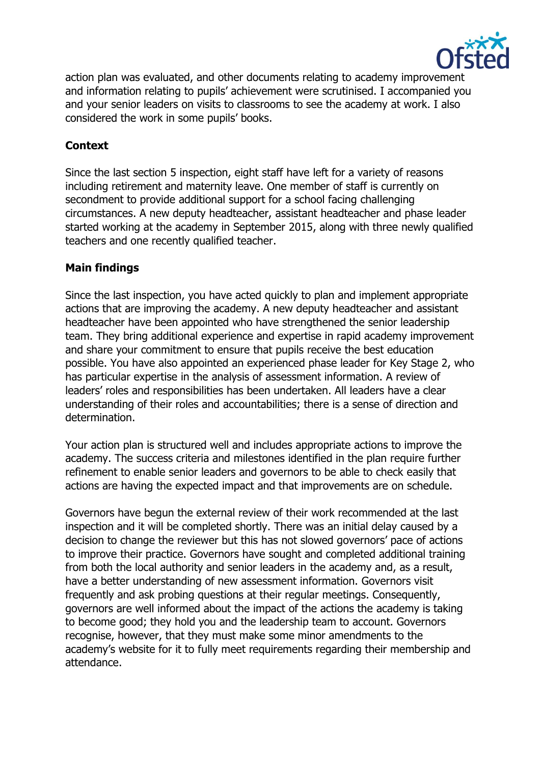action plan was evaluated, and other documents relating to academy improvement and information relating to pupils' achievement were scrutinised. I accompanied you and your senior leaders on visits to classrooms to see the academy at work. I also considered the work in some pupils' books.

**Context**

Since the last section 5 inspection, eight staff have left for a variety of reasons including retirement and maternity leave. One member of staff is currently on secondment to provide additional support for a school facing challenging circumstances. A new deputy headteacher, assistant headteacher and phase leader started working at the academy in September 2015, along with three newly qualified teachers and one recently qualified teacher.

**Main findings**

Since the last inspection, you have acted quickly to plan and implement appropriate actions that are improving the academy. A new deputy headteacher and assistant headteacher have been appointed who have strengthened the senior leadership team. They bring additional experience and expertise in rapid academy improvement and share your commitment to ensure that pupils receive the best education possible. You have also appointed an experienced phase leader for Key Stage 2, who has particular expertise in the analysis of assessment information. A review of leaders' roles and responsibilities has been undertaken. All leaders have a clear understanding of their roles and accountabilities; there is a sense of direction and determination.

Your action plan is structured well and includes appropriate actions to improve the academy. The success criteria and milestones identified in the plan require further refinement to enable senior leaders and governors to be able to check easily that actions are having the expected impact and that improvements are on schedule.

Governors have begun the external review of their work recommended at the last inspection and it will be completed shortly. There was an initial delay caused by a decision to change the reviewer but this has not slowed governors' pace of actions to improve their practice. Governors have sought and completed additional training from both the local authority and senior leaders in the academy and, as a result, have a better understanding of new assessment information. Governors visit frequently and ask probing questions at their regular meetings. Consequently, governors are well informed about the impact of the actions the academy is taking to become good; they hold you and the leadership team to account. Governors recognise, however, that they must make some minor amendments to the academy's website for it to fully meet requirements regarding their membership and attendance.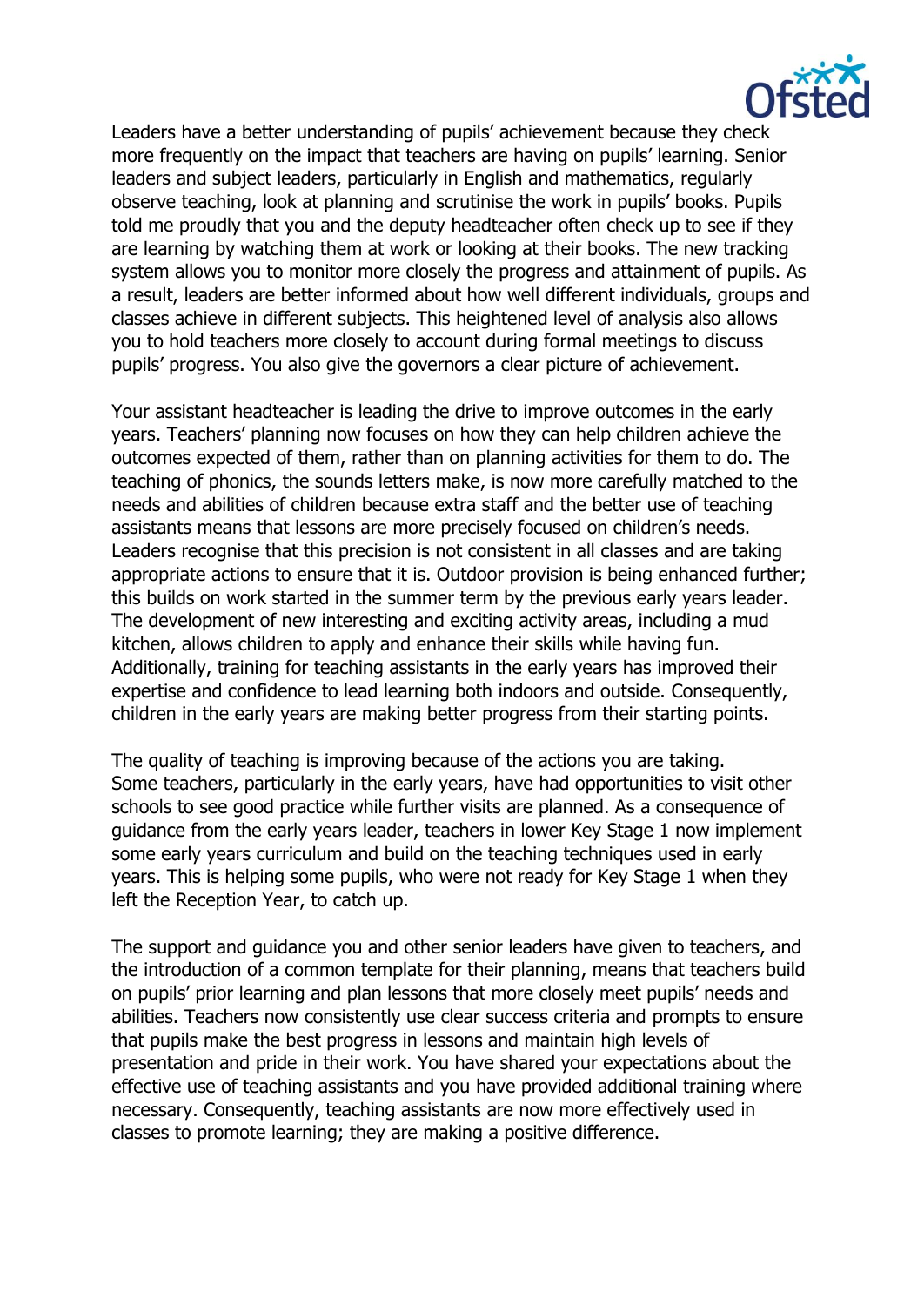Leaders have a better understanding of pupils' achievement because they check more frequently on the impact that teachers are having on pupils' learning. Senior leaders and subject leaders, particularly in English and mathematics, regularly observe teaching, look at planning and scrutinise the work in pupils' books. Pupils told me proudly that you and the deputy headteacher often check up to see if they are learning by watching them at work or looking at their books. The new tracking system allows you to monitor more closely the progress and attainment of pupils. As a result, leaders are better informed about how well different individuals, groups and classes achieve in different subjects. This heightened level of analysis also allows you to hold teachers more closely to account during formal meetings to discuss pupils' progress. You also give the governors a clear picture of achievement.

Your assistant headteacher is leading the drive to improve outcomes in the early years. Teachers' planning now focuses on how they can help children achieve the outcomes expected of them, rather than on planning activities for them to do. The teaching of phonics, the sounds letters make, is now more carefully matched to the needs and abilities of children because extra staff and the better use of teaching assistants means that lessons are more precisely focused on children's needs. Leaders recognise that this precision is not consistent in all classes and are taking appropriate actions to ensure that it is. Outdoor provision is being enhanced further; this builds on work started in the summer term by the previous early years leader. The development of new interesting and exciting activity areas, including a mud kitchen, allows children to apply and enhance their skills while having fun. Additionally, training for teaching assistants in the early years has improved their expertise and confidence to lead learning both indoors and outside. Consequently, children in the early years are making better progress from their starting points.

The quality of teaching is improving because of the actions you are taking. Some teachers, particularly in the early years, have had opportunities to visit other schools to see good practice while further visits are planned. As a consequence of guidance from the early years leader, teachers in lower Key Stage 1 now implement some early years curriculum and build on the teaching techniques used in early years. This is helping some pupils, who were not ready for Key Stage 1 when they left the Reception Year, to catch up.

The support and guidance you and other senior leaders have given to teachers, and the introduction of a common template for their planning, means that teachers build on pupils' prior learning and plan lessons that more closely meet pupils' needs and abilities. Teachers now consistently use clear success criteria and prompts to ensure that pupils make the best progress in lessons and maintain high levels of presentation and pride in their work. You have shared your expectations about the effective use of teaching assistants and you have provided additional training where necessary. Consequently, teaching assistants are now more effectively used in classes to promote learning; they are making a positive difference.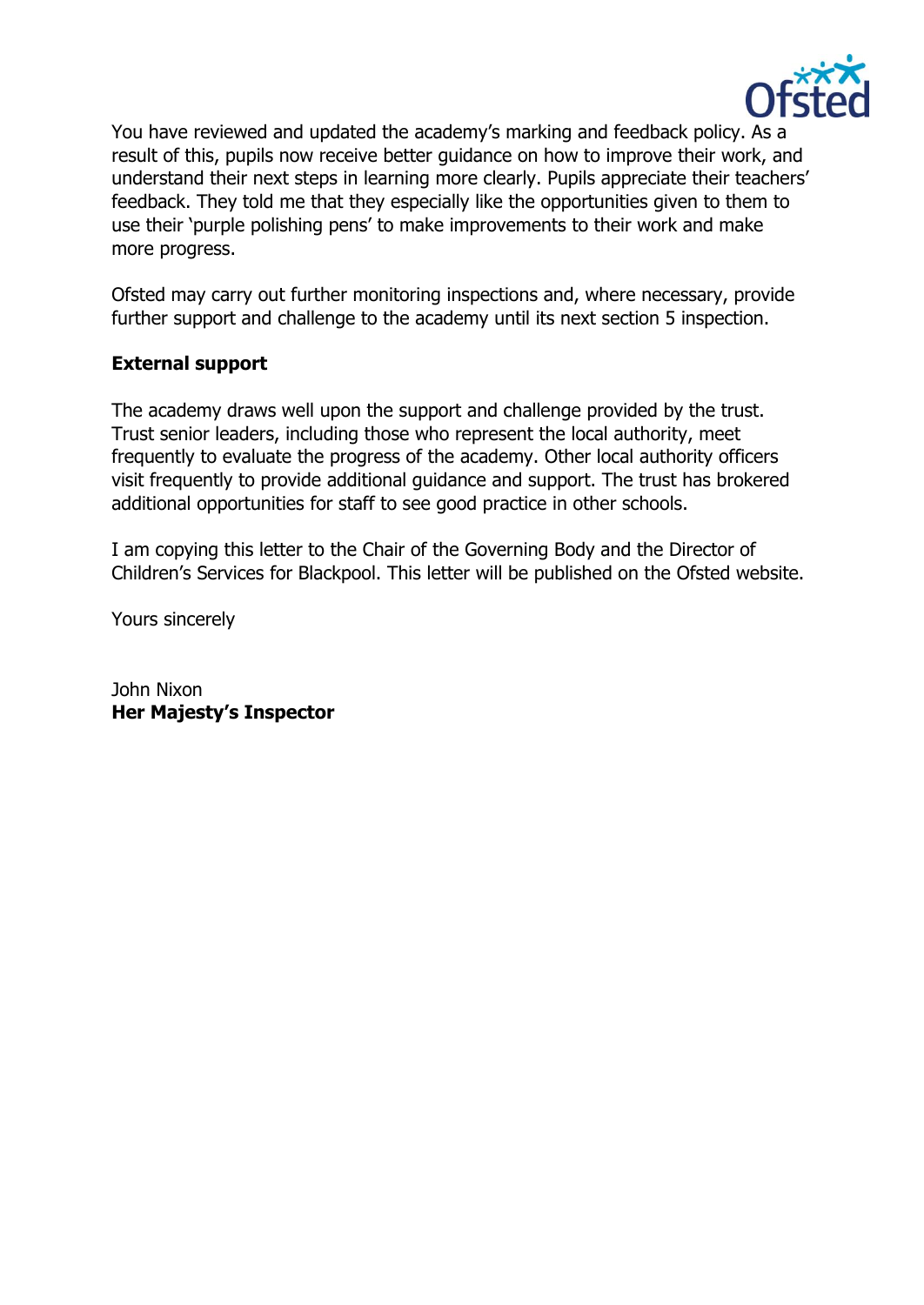You have reviewed and updated the academy's marking and feedback policy. As a result of this, pupils now receive better guidance on how to improve their work, and understand their next steps in learning more clearly. Pupils appreciate their teachers' feedback. They told me that they especially like the opportunities given to them to use their 'purple polishing pens' to make improvements to their work and make more progress.

Ofsted may carry out further monitoring inspections and, where necessary, provide further support and challenge to the academy until its next section 5 inspection.

## External support

The academy draws well upon the support and challenge provided by the trust. Trust senior leaders, including those who represent the local authority, meet frequently to evaluate the progress of the academy. Other local authority officers visit frequently to provide additional guidance and support. The trust has brokered additional opportunities for staff to see good practice in other schools.

I am copying this letter to the Chair of the Governing Body and the Director of Children's Services for Blackpool. This letter will be published on the Ofsted website.

Yours sincerely

John Nixon
**Her Majesty's Inspector**